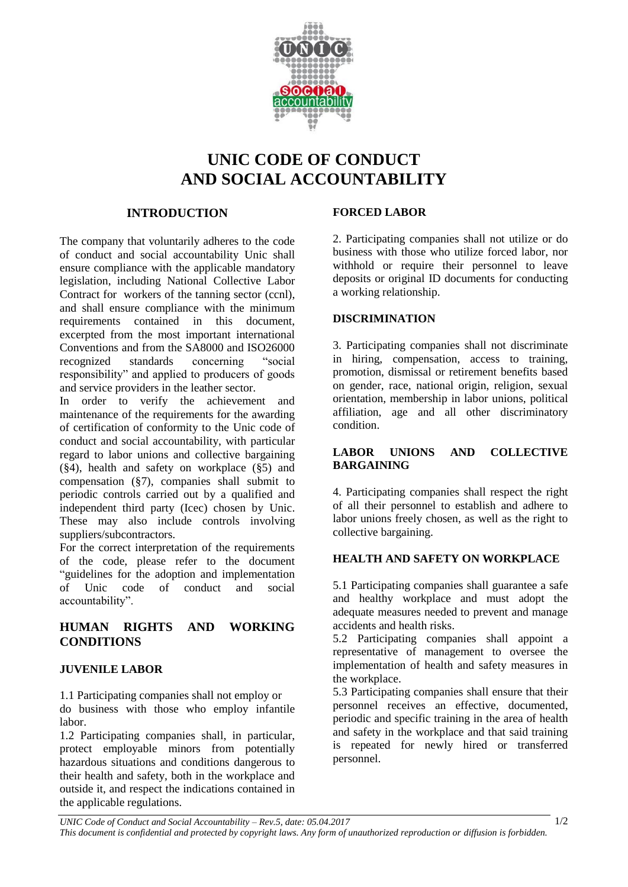# UNIC CODE OF CONDUCT AND SOCIAL ACCOUNTABILITY

## INTRODUCTION

The company that voluntarily adheres to the code of conduct and social accountability Unic shall ensure compliance with the applicable mandatory legislation, including National Collective Labor Contract for workers of the tanning sector (ccnl), and shall ensure compliance with the minimum requirements contained in this document, excerpted from the most important international Conventions and from the SA8000 and ISO26000 recognized standards concerning "social responsibility" and applied to producers of goods and service providers in the leather sector.

In order to verify the achievement and maintenance of the requirements for the awarding of certification of conformity to the Unic code of conduct and social accountability, with particular regard to labor unions and collective bargaining (§4), health and safety on workplace (§5) and compensation (§7), companies shall submit to periodic controls carried out by a qualified and independent third party (Icec) chosen by Unic. These may also include controls involving suppliers/subcontractors.

For the correct interpretation of the requirements of the code, please refer to the document "guidelines for the adoption and implementation of Unic code of conduct and social accountability".

## HUMAN RIGHTS AND WORKING CONDITIONS

### JUVENILE LABOR

1.1 Participating companies shall not employ or do business with those who employ infantile labor.

1.2 Participating companies shall, in particular, protect employable minors from potentially hazardous situations and conditions dangerous to their health and safety, both in the workplace and outside it, and respect the indications contained in the applicable regulations.

### FORCED LABOR

2. Participating companies shall not utilize or do business with those who utilize forced labor, nor withhold or require their personnel to leave deposits or original ID documents for conducting a working relationship.

### DISCRIMINATION

3. Participating companies shall not discriminate in hiring, compensation, access to training, promotion, dismissal or retirement benefits based on gender, race, national origin, religion, sexual orientation, membership in labor unions, political affiliation, age and all other discriminatory condition.

### LABOR UNIONS AND COLLECTIVE BARGAINING

4. Participating companies shall respect the right of all their personnel to establish and adhere to labor unions freely chosen, as well as the right to collective bargaining.

### HEALTH AND SAFETY ON WORKPLACE

5.1 Participating companies shall guarantee a safe and healthy workplace and must adopt the adequate measures needed to prevent and manage accidents and health risks.

5.2 Participating companies shall appoint a representative of management to oversee the implementation of health and safety measures in the workplace.

5.3 Participating companies shall ensure that their personnel receives an effective, documented, periodic and specific training in the area of health and safety in the workplace and that said training is repeated for newly hired or transferred personnel.

*UNIC Code of Conduct and Social Accountability – Rev.5, date: 05.04.2017*

*This document is confidential and protected by copyright laws. Any form of unauthorized reproduction or diffusion is forbidden.*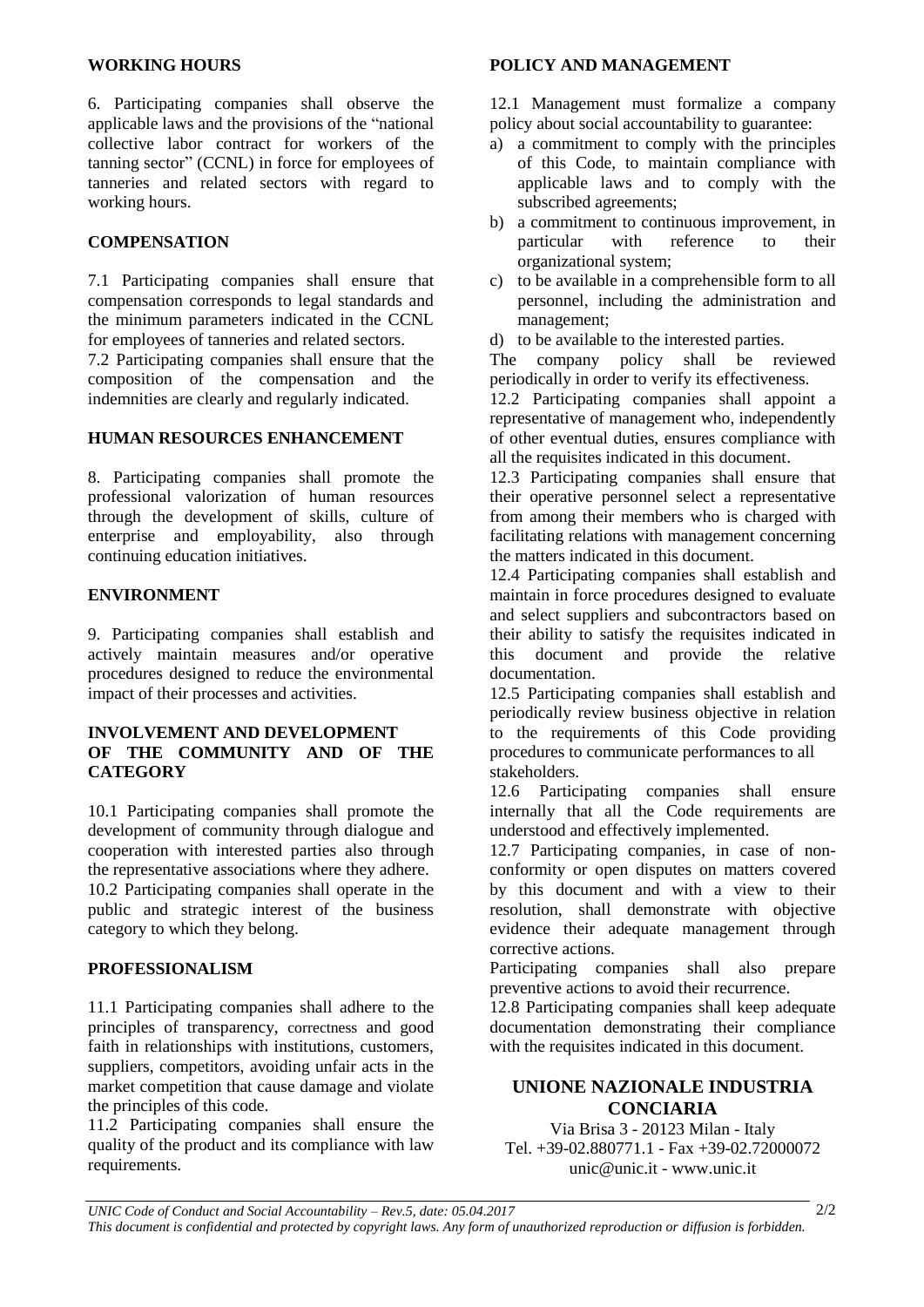## WORKING HOURS

6. Participating companies shall observe the applicable laws and the provisions of the "national collective labor contract for workers of the tanning sector" (CCNL) in force for employees of tanneries and related sectors with regard to working hours.

## COMPENSATION

7.1 Participating companies shall ensure that compensation corresponds to legal standards and the minimum parameters indicated in the CCNL for employees of tanneries and related sectors.

7.2 Participating companies shall ensure that the composition of the compensation and the indemnities are clearly and regularly indicated.

## HUMAN RESOURCES ENHANCEMENT

8. Participating companies shall promote the professional valorization of human resources through the development of skills, culture of enterprise and employability, also through continuing education initiatives.

## ENVIRONMENT

9. Participating companies shall establish and actively maintain measures and/or operative procedures designed to reduce the environmental impact of their processes and activities.

## INVOLVEMENT AND DEVELOPMENT OF THE COMMUNITY AND OF THE CATEGORY

10.1 Participating companies shall promote the development of community through dialogue and cooperation with interested parties also through the representative associations where they adhere.

10.2 Participating companies shall operate in the public and strategic interest of the business category to which they belong.

## PROFESSIONALISM

11.1 Participating companies shall adhere to the principles of transparency, correctness and good faith in relationships with institutions, customers, suppliers, competitors, avoiding unfair acts in the market competition that cause damage and violate the principles of this code.

11.2 Participating companies shall ensure the quality of the product and its compliance with law requirements.

## POLICY AND MANAGEMENT

12.1 Management must formalize a company policy about social accountability to guarantee:

a) a commitment to comply with the principles of this Code, to maintain compliance with applicable laws and to comply with the subscribed agreements;
b) a commitment to continuous improvement, in particular with reference to their organizational system;
c) to be available in a comprehensible form to all personnel, including the administration and management;
d) to be available to the interested parties.

The company policy shall be reviewed periodically in order to verify its effectiveness.

12.2 Participating companies shall appoint a representative of management who, independently of other eventual duties, ensures compliance with all the requisites indicated in this document.

12.3 Participating companies shall ensure that their operative personnel select a representative from among their members who is charged with facilitating relations with management concerning the matters indicated in this document.

12.4 Participating companies shall establish and maintain in force procedures designed to evaluate and select suppliers and subcontractors based on their ability to satisfy the requisites indicated in this document and provide the relative documentation.

12.5 Participating companies shall establish and periodically review business objective in relation to the requirements of this Code providing procedures to communicate performances to all stakeholders.

12.6 Participating companies shall ensure internally that all the Code requirements are understood and effectively implemented.

12.7 Participating companies, in case of non-conformity or open disputes on matters covered by this document and with a view to their resolution, shall demonstrate with objective evidence their adequate management through corrective actions.

Participating companies shall also prepare preventive actions to avoid their recurrence.

12.8 Participating companies shall keep adequate documentation demonstrating their compliance with the requisites indicated in this document.

**UNIONE NAZIONALE INDUSTRIA CONCIARIA**

Via Brisa 3 - 20123 Milan - Italy
Tel. +39-02.880771.1 - Fax +39-02.72000072
unic@unic.it - www.unic.it

*UNIC Code of Conduct and Social Accountability – Rev.5, date: 05.04.2017*

*This document is confidential and protected by copyright laws. Any form of unauthorized reproduction or diffusion is forbidden.*